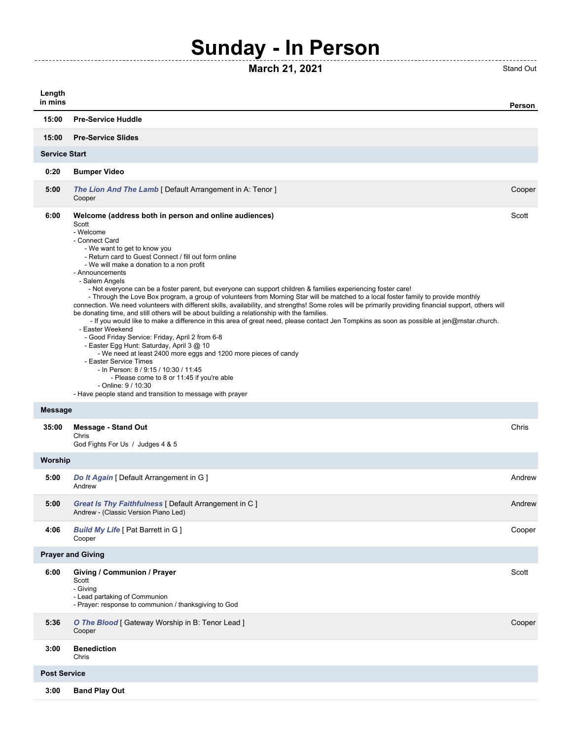# Sunday - In Person

**March 21, 2021**

Stand Out

| Length in mins | | Person |
|---|---|---|
| **15:00** | **Pre-Service Huddle** | |
| **15:00** | **Pre-Service Slides** | |
| **Service Start** | | |
| **0:20** | **Bumper Video** | |
| **5:00** | ***The Lion And The Lamb*** [ Default Arrangement in A: Tenor ]<br>Cooper | Cooper |
| **6:00** | **Welcome (address both in person and online audiences)**<br>Scott<br>- Welcome<br>- Connect Card<br>- We want to get to know you<br>- Return card to Guest Connect / fill out form online<br>- We will make a donation to a non profit<br>- Announcements<br>- Salem Angels<br>- Not everyone can be a foster parent, but everyone can support children & families experiencing foster care!<br>- Through the Love Box program, a group of volunteers from Morning Star will be matched to a local foster family to provide monthly connection. We need volunteers with different skills, availability, and strengths! Some roles will be primarily providing financial support, others will be donating time, and still others will be about building a relationship with the families.<br>- If you would like to make a difference in this area of great need, please contact Jen Tompkins as soon as possible at jen@mstar.church.<br>- Easter Weekend<br>- Good Friday Service: Friday, April 2 from 6-8<br>- Easter Egg Hunt: Saturday, April 3 @ 10<br>- We need at least 2400 more eggs and 1200 more pieces of candy<br>- Easter Service Times<br>- In Person: 8 / 9:15 / 10:30 / 11:45<br>- Please come to 8 or 11:45 if you're able<br>- Online: 9 / 10:30<br>- Have people stand and transition to message with prayer | Scott |
| **Message** | | |
| **35:00** | **Message - Stand Out**<br>Chris<br>God Fights For Us / Judges 4 & 5 | Chris |
| **Worship** | | |
| **5:00** | ***Do It Again*** [ Default Arrangement in G ]<br>Andrew | Andrew |
| **5:00** | ***Great Is Thy Faithfulness*** [ Default Arrangement in C ]<br>Andrew - (Classic Version Piano Led) | Andrew |
| **4:06** | ***Build My Life*** [ Pat Barrett in G ]<br>Cooper | Cooper |
| **Prayer and Giving** | | |
| **6:00** | **Giving / Communion / Prayer**<br>Scott<br>- Giving<br>- Lead partaking of Communion<br>- Prayer: response to communion / thanksgiving to God | Scott |
| **5:36** | ***O The Blood*** [ Gateway Worship in B: Tenor Lead ]<br>Cooper | Cooper |
| **3:00** | **Benediction**<br>Chris | |
| **Post Service** | | |
| **3:00** | **Band Play Out** | |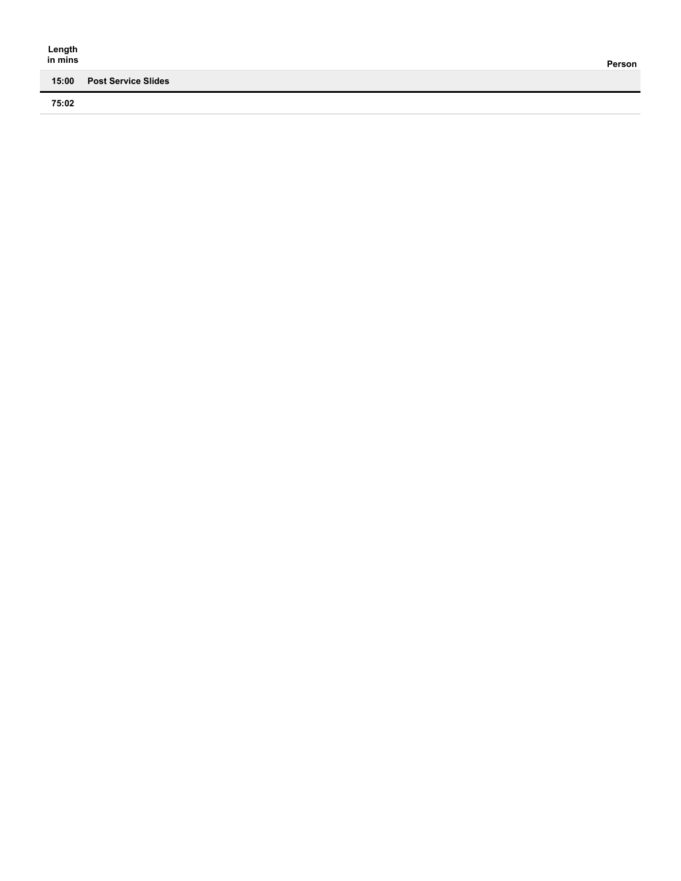| Length in mins | | Person |
|---|---|---|
| **15:00** | **Post Service Slides** | |
| **75:02** | | |